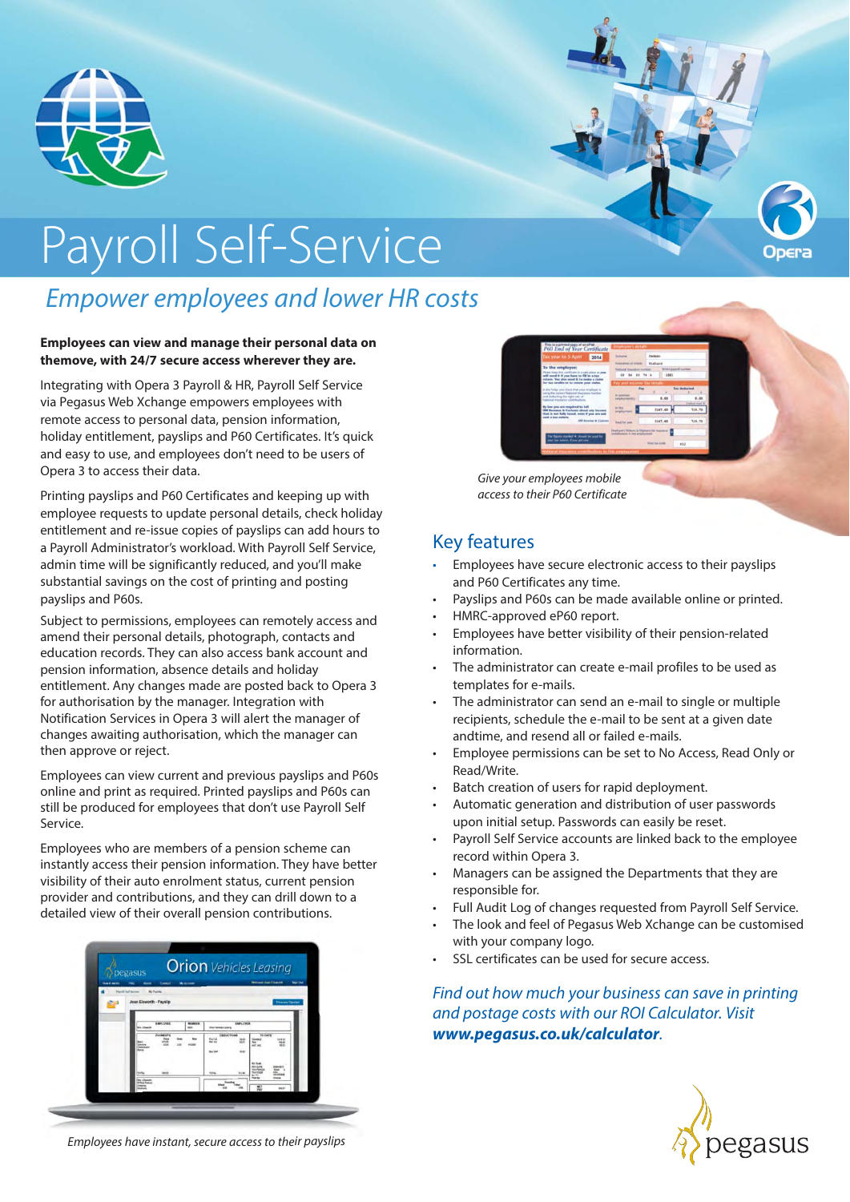# Payroll Self-Service

## *Empower employees and lower HR costs*

**Employees can view and manage their personal data on themove, with 24/7 secure access wherever they are.**

Integrating with Opera 3 Payroll & HR, Payroll Self Service via Pegasus Web Xchange empowers employees with remote access to personal data, pension information, holiday entitlement, payslips and P60 Certificates. It's quick and easy to use, and employees don't need to be users of Opera 3 to access their data.

Printing payslips and P60 Certificates and keeping up with employee requests to update personal details, check holiday entitlement and re-issue copies of payslips can add hours to a Payroll Administrator's workload. With Payroll Self Service, admin time will be significantly reduced, and you'll make substantial savings on the cost of printing and posting payslips and P60s.

Subject to permissions, employees can remotely access and amend their personal details, photograph, contacts and education records. They can also access bank account and pension information, absence details and holiday entitlement. Any changes made are posted back to Opera 3 for authorisation by the manager. Integration with Notification Services in Opera 3 will alert the manager of changes awaiting authorisation, which the manager can then approve or reject.

Employees can view current and previous payslips and P60s online and print as required. Printed payslips and P60s can still be produced for employees that don't use Payroll Self Service.

Employees who are members of a pension scheme can instantly access their pension information. They have better visibility of their auto enrolment status, current pension provider and contributions, and they can drill down to a detailed view of their overall pension contributions.

*Employees have instant, secure access to their payslips*

*Give your employees mobile access to their P60 Certificate*

## Key features

- Employees have secure electronic access to their payslips and P60 Certificates any time.
- Payslips and P60s can be made available online or printed.
- HMRC-approved eP60 report.
- Employees have better visibility of their pension-related information.
- The administrator can create e-mail profiles to be used as templates for e-mails.
- The administrator can send an e-mail to single or multiple recipients, schedule the e-mail to be sent at a given date andtime, and resend all or failed e-mails.
- Employee permissions can be set to No Access, Read Only or Read/Write.
- Batch creation of users for rapid deployment.
- Automatic generation and distribution of user passwords upon initial setup. Passwords can easily be reset.
- Payroll Self Service accounts are linked back to the employee record within Opera 3.
- Managers can be assigned the Departments that they are responsible for.
- Full Audit Log of changes requested from Payroll Self Service.
- The look and feel of Pegasus Web Xchange can be customised with your company logo.
- SSL certificates can be used for secure access.

*Find out how much your business can save in printing and postage costs with our ROI Calculator. Visit* ***www.pegasus.co.uk/calculator****.*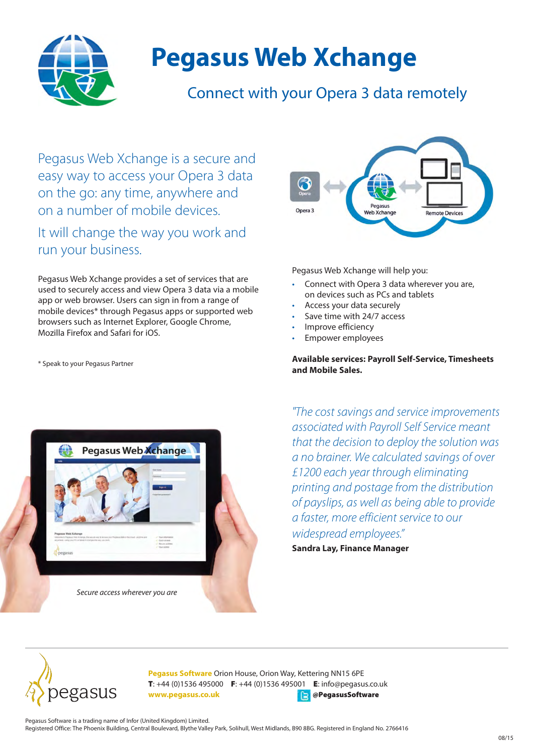# Pegasus Web Xchange

## Connect with your Opera 3 data remotely

Pegasus Web Xchange is a secure and easy way to access your Opera 3 data on the go: any time, anywhere and on a number of mobile devices.

It will change the way you work and run your business.

Pegasus Web Xchange provides a set of services that are used to securely access and view Opera 3 data via a mobile app or web browser. Users can sign in from a range of mobile devices* through Pegasus apps or supported web browsers such as Internet Explorer, Google Chrome, Mozilla Firefox and Safari for iOS.

\* Speak to your Pegasus Partner

Opera 3

Pegasus Web Xchange

Remote Devices

Pegasus Web Xchange will help you:

- Connect with Opera 3 data wherever you are, on devices such as PCs and tablets
- Access your data securely
- Save time with 24/7 access
- Improve efficiency
- Empower employees

**Available services: Payroll Self-Service, Timesheets and Mobile Sales.**

*Secure access wherever you are*

*"The cost savings and service improvements associated with Payroll Self Service meant that the decision to deploy the solution was a no brainer. We calculated savings of over £1200 each year through eliminating printing and postage from the distribution of payslips, as well as being able to provide a faster, more efficient service to our widespread employees."*

**Sandra Lay, Finance Manager**

**Pegasus Software** Orion House, Orion Way, Kettering NN15 6PE
**T**: +44 (0)1536 495000 **F**: +44 (0)1536 495001 **E**: info@pegasus.co.uk
**www.pegasus.co.uk** **@PegasusSoftware**

Pegasus Software is a trading name of Infor (United Kingdom) Limited.
Registered Office: The Phoenix Building, Central Boulevard, Blythe Valley Park, Solihull, West Midlands, B90 8BG. Registered in England No. 2766416

08/15